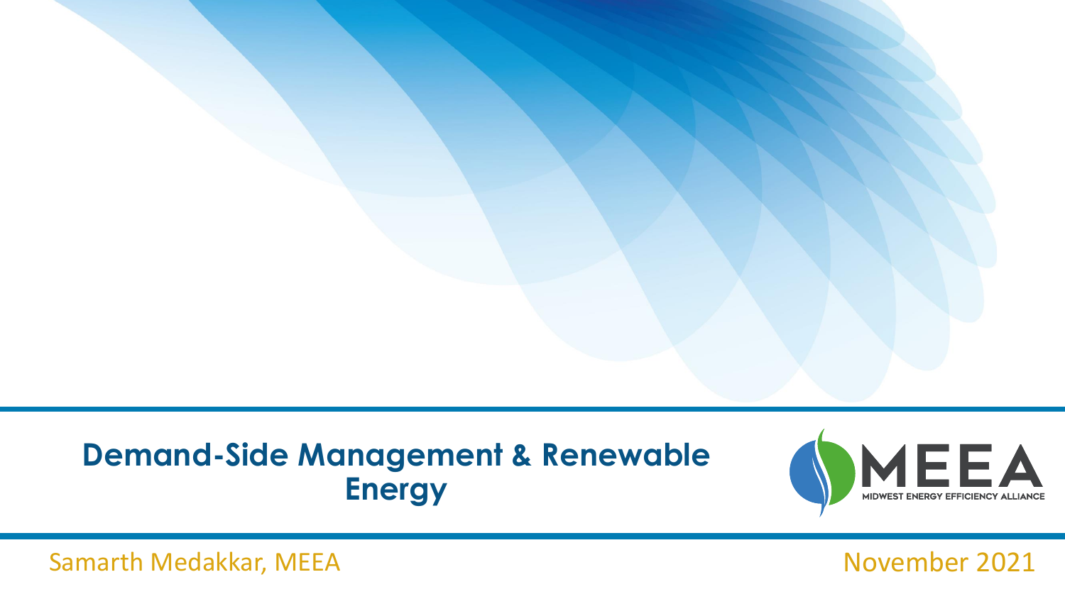# Demand-Side Management & Renewable Energy

MEEA
MIDWEST ENERGY EFFICIENCY ALLIANCE

Samarth Medakkar, MEEA

November 2021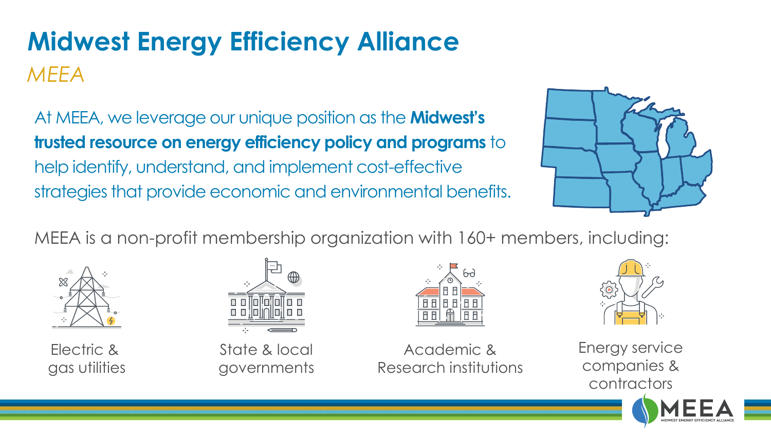# Midwest Energy Efficiency Alliance

*MEEA*

At MEEA, we leverage our unique position as the **Midwest's trusted resource on energy efficiency policy and programs** to help identify, understand, and implement cost-effective strategies that provide economic and environmental benefits.

MEEA is a non-profit membership organization with 160+ members, including:

- Electric & gas utilities
- State & local governments
- Academic & Research institutions
- Energy service companies & contractors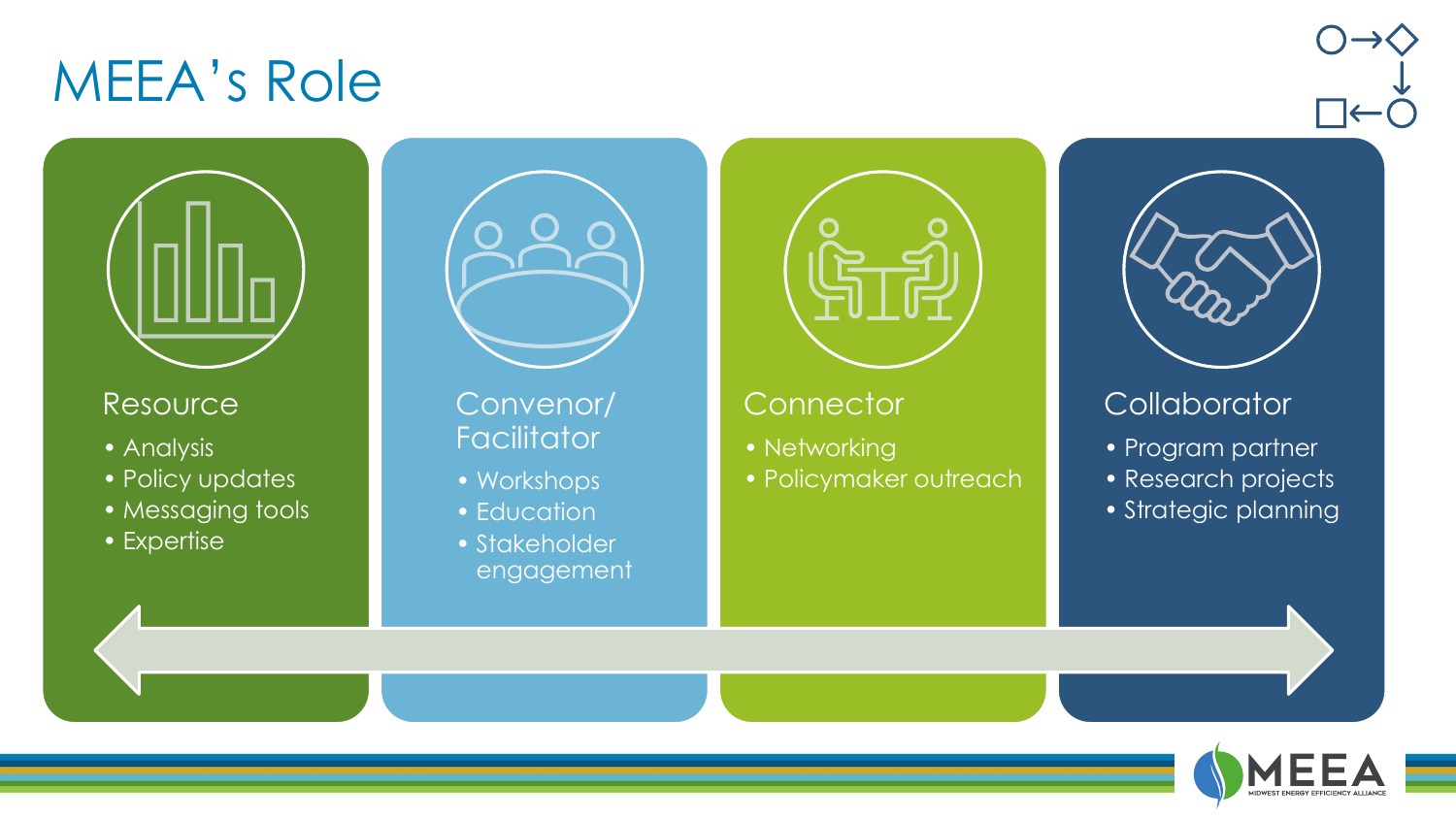# MEEA's Role

### Resource

- Analysis
- Policy updates
- Messaging tools
- Expertise

### Convenor/ Facilitator

- Workshops
- Education
- Stakeholder engagement

### Connector

- Networking
- Policymaker outreach

### Collaborator

- Program partner
- Research projects
- Strategic planning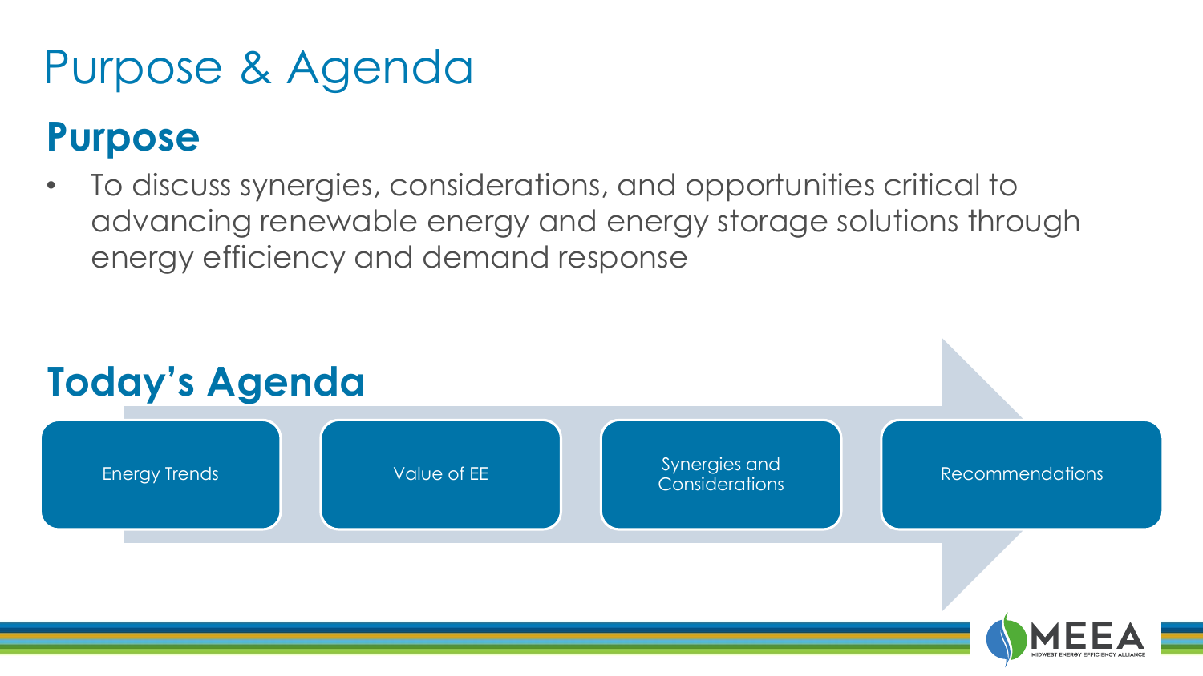# Purpose & Agenda

## Purpose

- To discuss synergies, considerations, and opportunities critical to advancing renewable energy and energy storage solutions through energy efficiency and demand response

## Today's Agenda

Energy Trends

Value of EE

Synergies and Considerations

Recommendations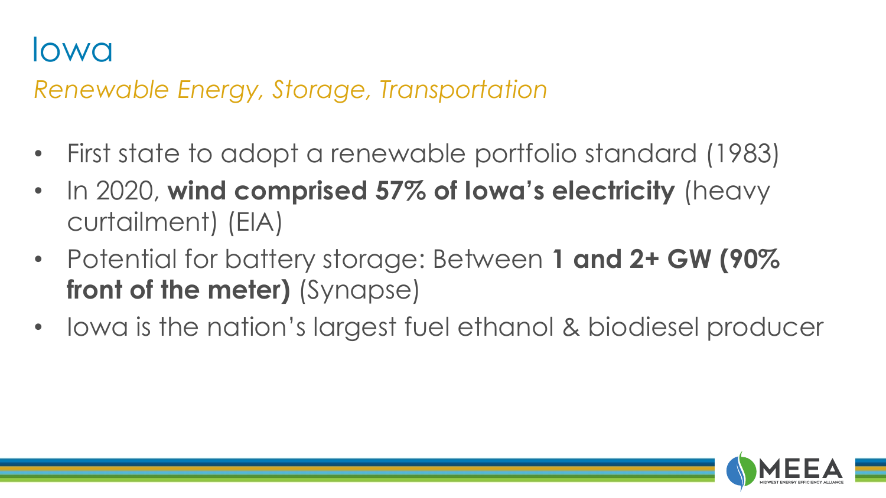# Iowa

*Renewable Energy, Storage, Transportation*

- First state to adopt a renewable portfolio standard (1983)
- In 2020, **wind comprised 57% of Iowa's electricity** (heavy curtailment) (EIA)
- Potential for battery storage: Between **1 and 2+ GW (90% front of the meter)** (Synapse)
- Iowa is the nation's largest fuel ethanol & biodiesel producer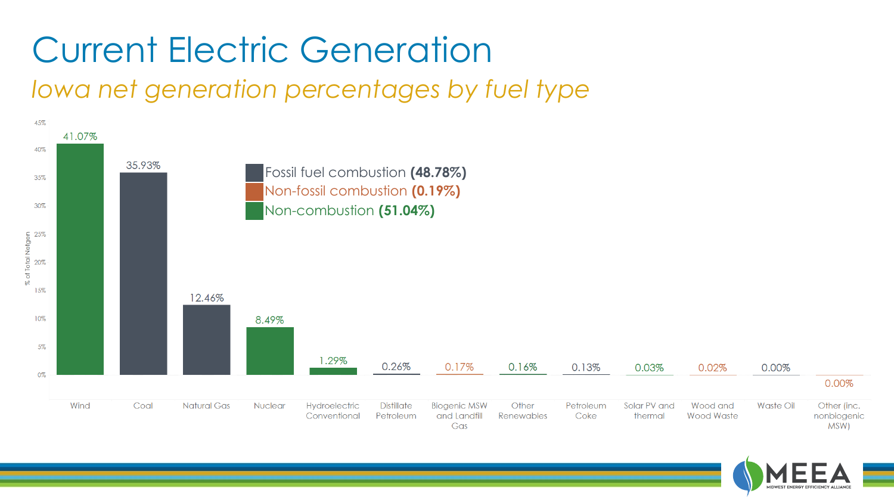# Current Electric Generation

*Iowa net generation percentages by fuel type*

% of Total Netgen

45%
40%
35%
30%
25%
20%
15%
10%
5%
0%

Fossil fuel combustion **(48.78%)**
Non-fossil combustion **(0.19%)**
Non-combustion **(51.04%)**

41.07%
35.93%
12.46%
8.49%
1.29%
0.26%
0.17%
0.16%
0.13%
0.03%
0.02%
0.00%
0.00%

Wind
Coal
Natural Gas
Nuclear
Hydroelectric Conventional
Distillate Petroleum
Biogenic MSW and Landfill Gas
Other Renewables
Petroleum Coke
Solar PV and thermal
Wood and Wood Waste
Waste Oil
Other (inc. nonbiogenic MSW)

MEEA
MIDWEST ENERGY EFFICIENCY ALLIANCE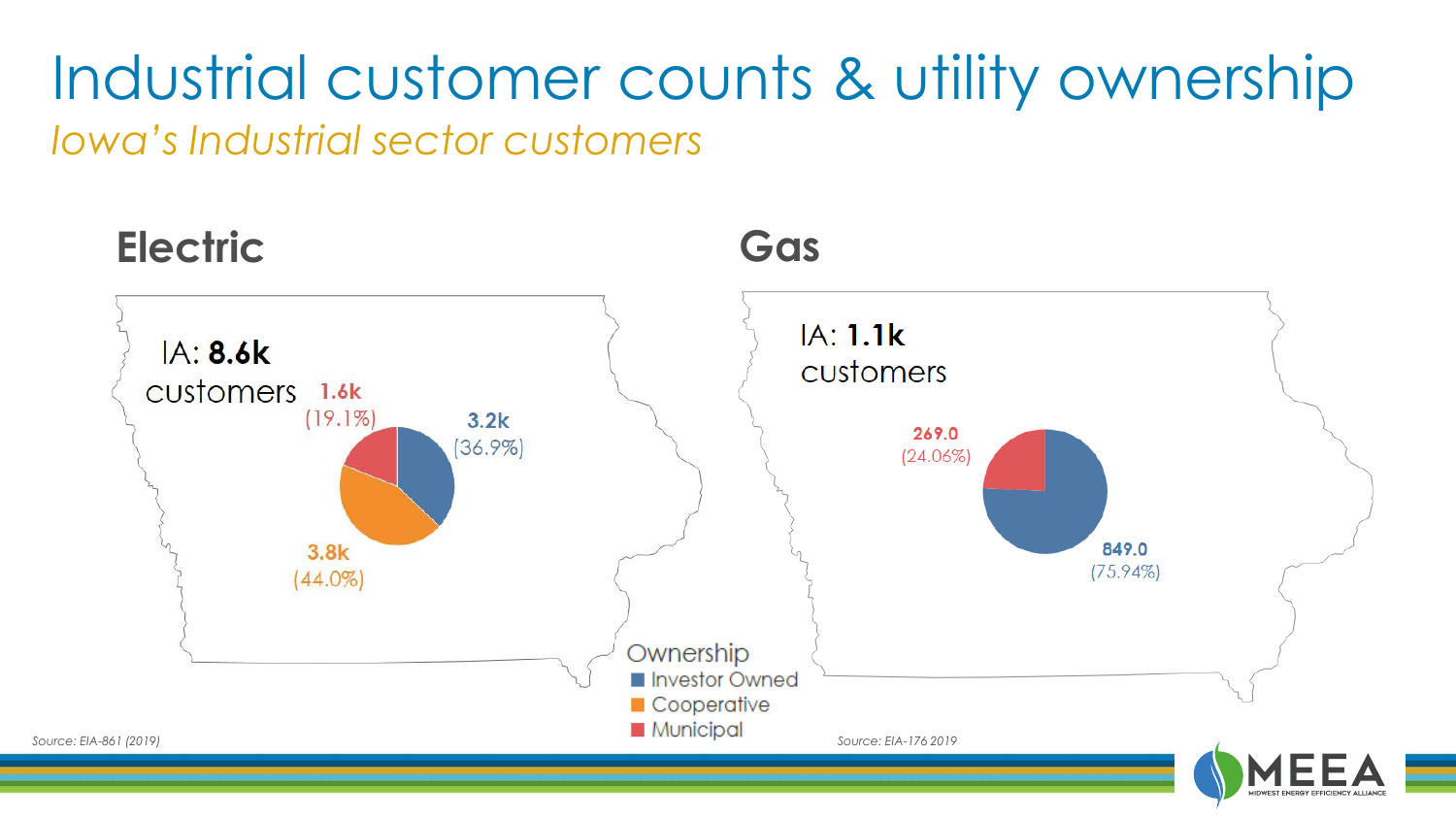# Industrial customer counts & utility ownership

*Iowa's Industrial sector customers*

## Electric

IA: **8.6k** customers

1.6k (19.1%)

3.2k (36.9%)

3.8k (44.0%)

Source: EIA-861 (2019)

## Gas

IA: **1.1k** customers

269.0 (24.06%)

849.0 (75.94%)

Source: EIA-176 2019

Ownership
- Investor Owned
- Cooperative
- Municipal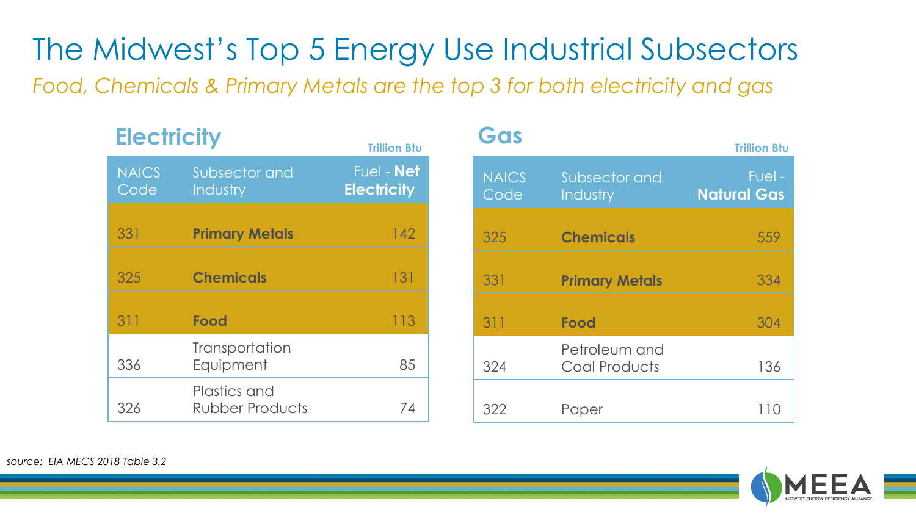# The Midwest's Top 5 Energy Use Industrial Subsectors

*Food, Chemicals & Primary Metals are the top 3 for both electricity and gas*

## Electricity

Trillion Btu

| NAICS Code | Subsector and Industry | Fuel - **Net Electricity** |
|---|---|---|
| 331 | **Primary Metals** | 142 |
| 325 | **Chemicals** | 131 |
| 311 | **Food** | 113 |
| 336 | Transportation Equipment | 85 |
| 326 | Plastics and Rubber Products | 74 |

## Gas

Trillion Btu

| NAICS Code | Subsector and Industry | Fuel - **Natural Gas** |
|---|---|---|
| 325 | **Chemicals** | 559 |
| 331 | **Primary Metals** | 334 |
| 311 | **Food** | 304 |
| 324 | Petroleum and Coal Products | 136 |
| 322 | Paper | 110 |

*source: EIA MECS 2018 Table 3.2*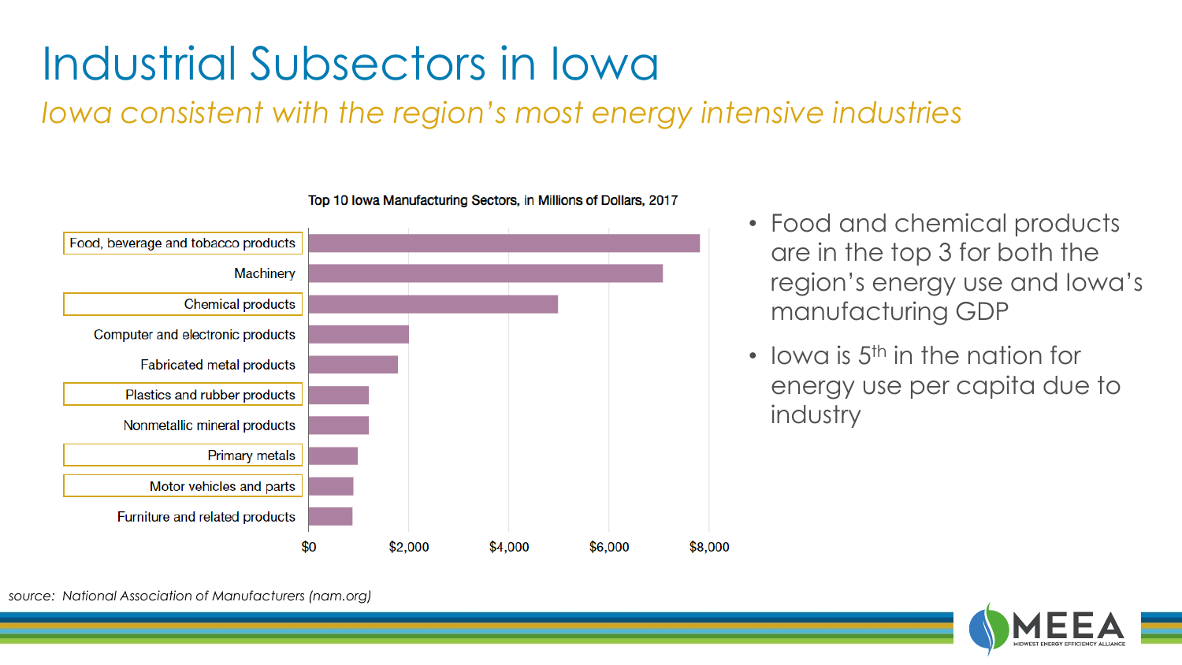# Industrial Subsectors in Iowa

*Iowa consistent with the region's most energy intensive industries*

Top 10 Iowa Manufacturing Sectors, in Millions of Dollars, 2017

Food, beverage and tobacco products
Machinery
Chemical products
Computer and electronic products
Fabricated metal products
Plastics and rubber products
Nonmetallic mineral products
Primary metals
Motor vehicles and parts
Furniture and related products

$0 $2,000 $4,000 $6,000 $8,000

- Food and chemical products are in the top 3 for both the region's energy use and Iowa's manufacturing GDP
- Iowa is 5th in the nation for energy use per capita due to industry

source: *National Association of Manufacturers (nam.org)*

MEEA
MIDWEST ENERGY EFFICIENCY ALLIANCE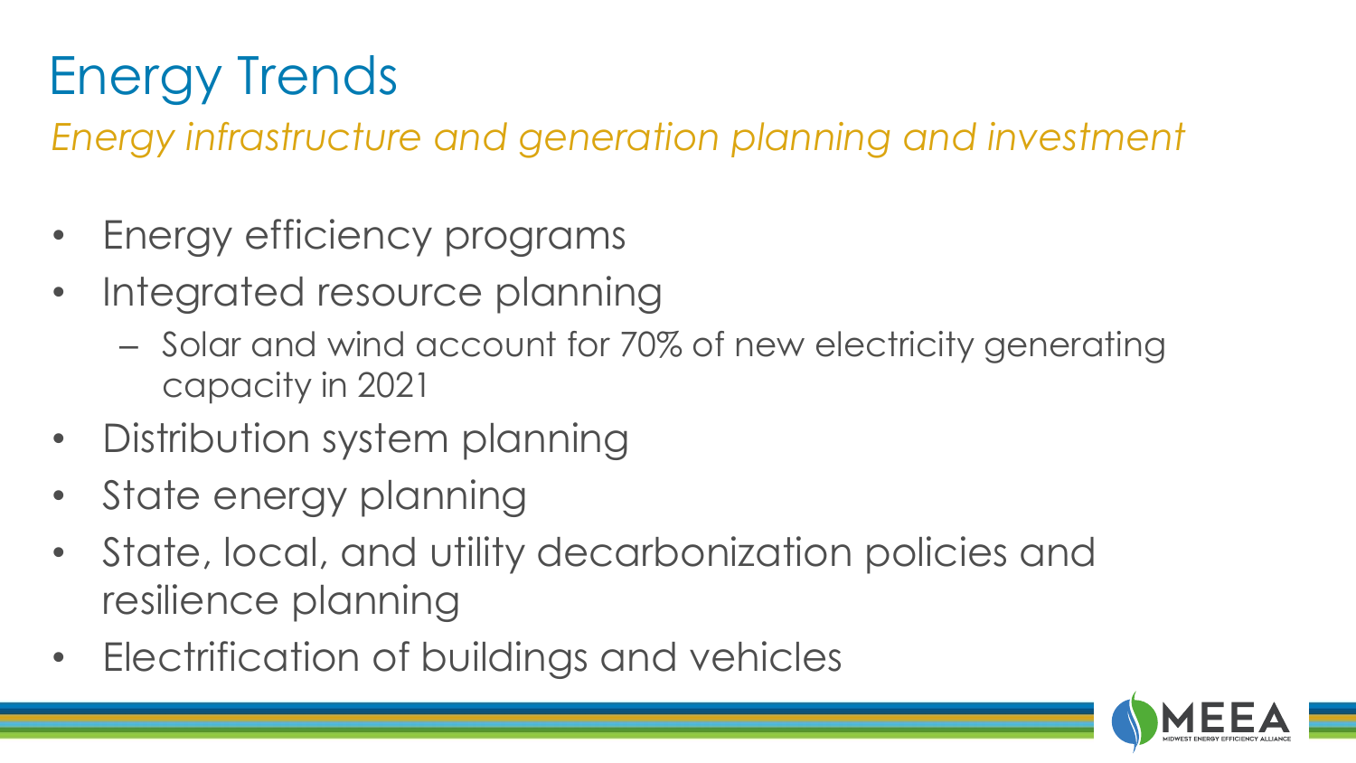# Energy Trends

*Energy infrastructure and generation planning and investment*

- Energy efficiency programs
- Integrated resource planning
  - Solar and wind account for 70% of new electricity generating capacity in 2021
- Distribution system planning
- State energy planning
- State, local, and utility decarbonization policies and resilience planning
- Electrification of buildings and vehicles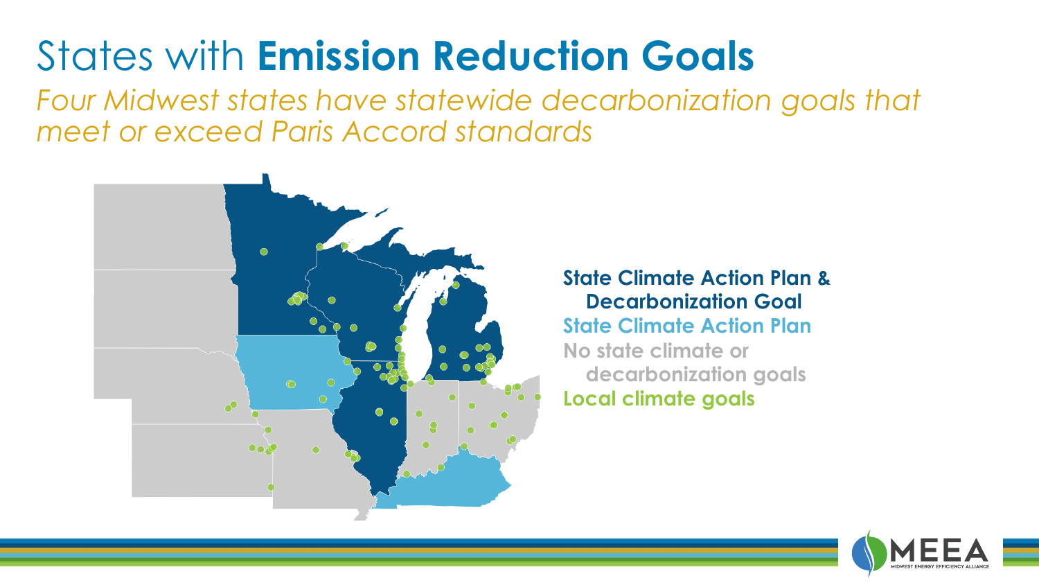# States with **Emission Reduction Goals**

*Four Midwest states have statewide decarbonization goals that meet or exceed Paris Accord standards*

**State Climate Action Plan & Decarbonization Goal**

**State Climate Action Plan**

**No state climate or decarbonization goals**

**Local climate goals**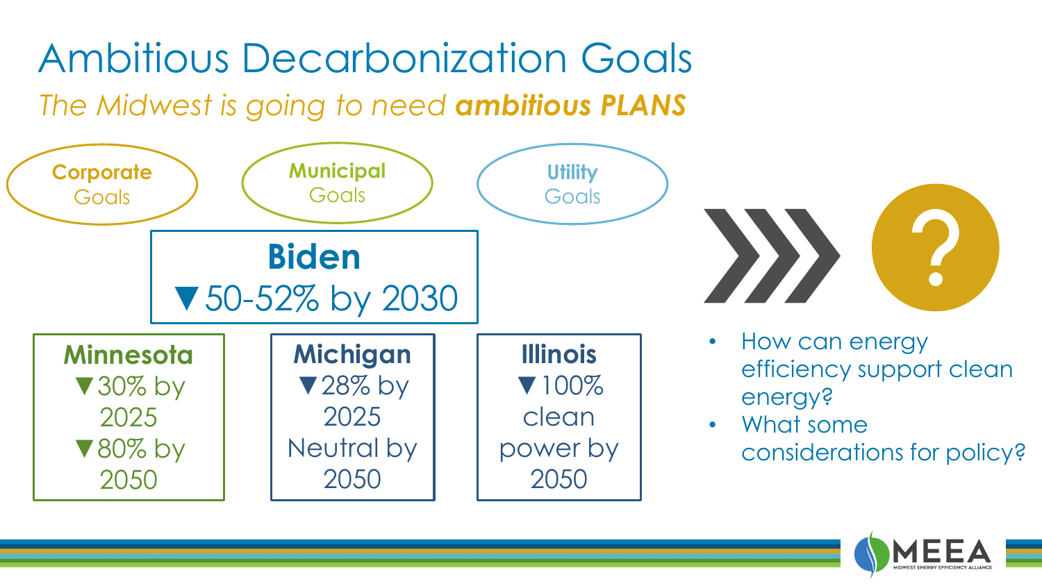# Ambitious Decarbonization Goals

*The Midwest is going to need **ambitious PLANS***

**Corporate** Goals

**Municipal** Goals

**Utility** Goals

**Biden**
▼50-52% by 2030

**Minnesota**
▼30% by 2025
▼80% by 2050

**Michigan**
▼28% by 2025
Neutral by 2050

**Illinois**
▼100% clean power by 2050

?

- How can energy efficiency support clean energy?
- What some considerations for policy?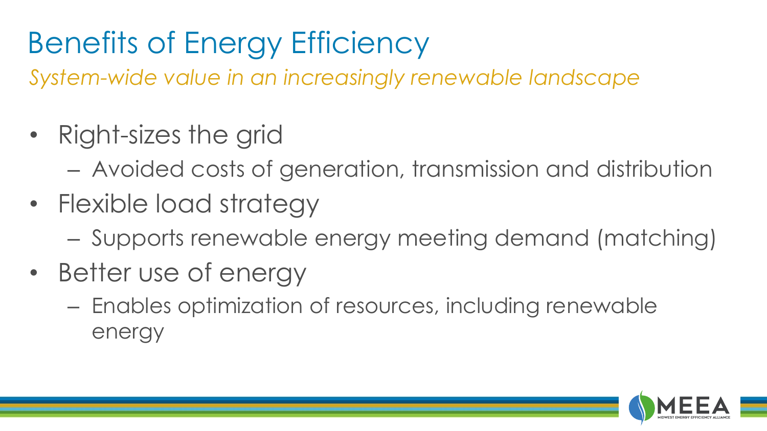# Benefits of Energy Efficiency

*System-wide value in an increasingly renewable landscape*

- Right-sizes the grid
  - Avoided costs of generation, transmission and distribution
- Flexible load strategy
  - Supports renewable energy meeting demand (matching)
- Better use of energy
  - Enables optimization of resources, including renewable energy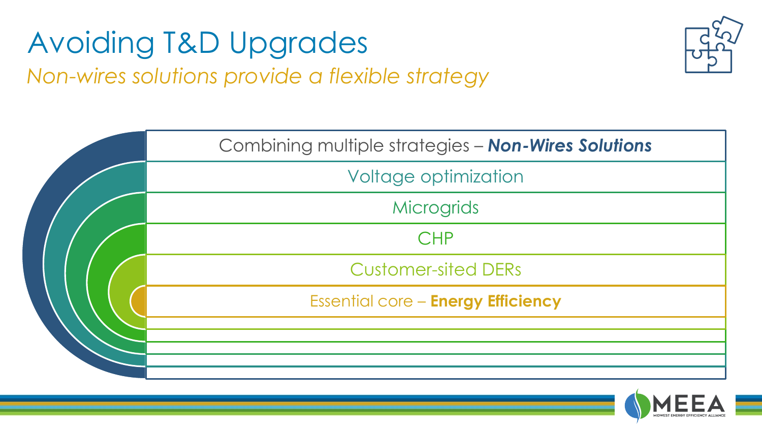# Avoiding T&D Upgrades

*Non-wires solutions provide a flexible strategy*

Combining multiple strategies – ***Non-Wires Solutions***

Voltage optimization

Microgrids

CHP

Customer-sited DERs

Essential core – **Energy Efficiency**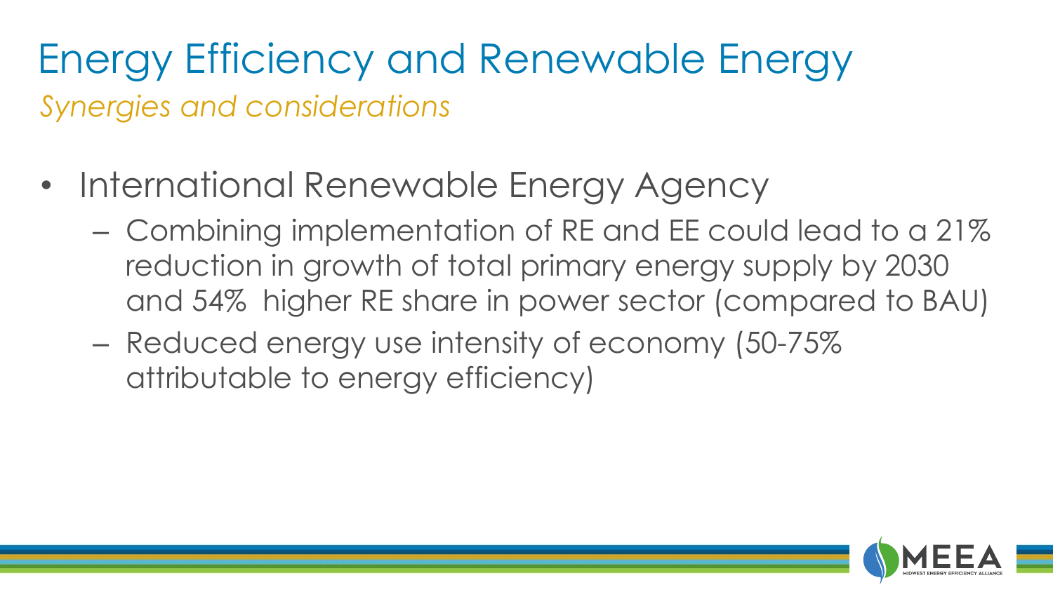# Energy Efficiency and Renewable Energy

*Synergies and considerations*

- International Renewable Energy Agency
  - Combining implementation of RE and EE could lead to a 21% reduction in growth of total primary energy supply by 2030 and 54% higher RE share in power sector (compared to BAU)
  - Reduced energy use intensity of economy (50-75% attributable to energy efficiency)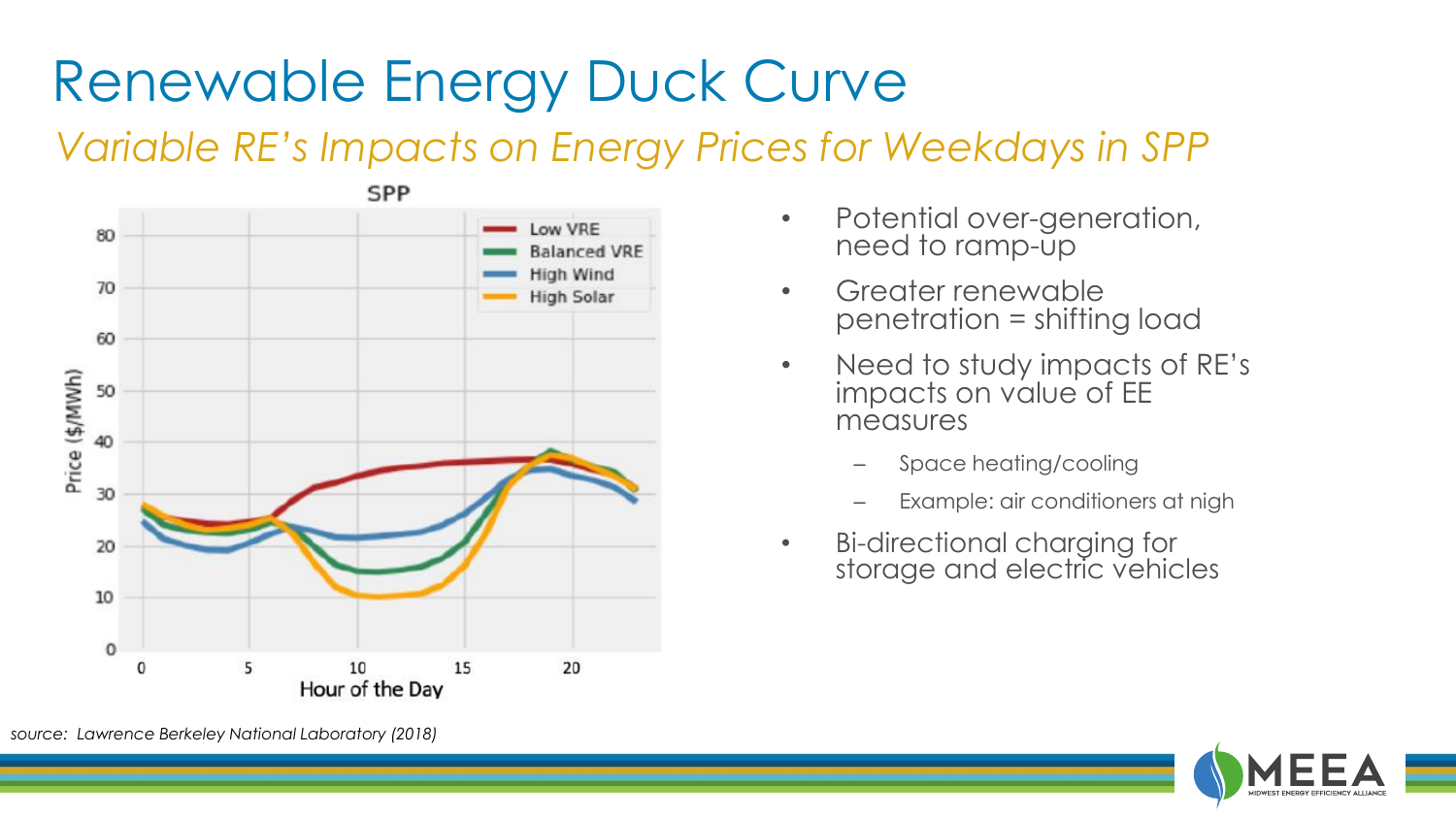# Renewable Energy Duck Curve

*Variable RE's Impacts on Energy Prices for Weekdays in SPP*

SPP

Low VRE
Balanced VRE
High Wind
High Solar

Price ($/MWh)

80
70
60
50
40
30
20
10
0

0
5
10
15
20

Hour of the Day

- Potential over-generation, need to ramp-up
- Greater renewable penetration = shifting load
- Need to study impacts of RE's impacts on value of EE measures
  - Space heating/cooling
  - Example: air conditioners at nigh
- Bi-directional charging for storage and electric vehicles

*source: Lawrence Berkeley National Laboratory (2018)*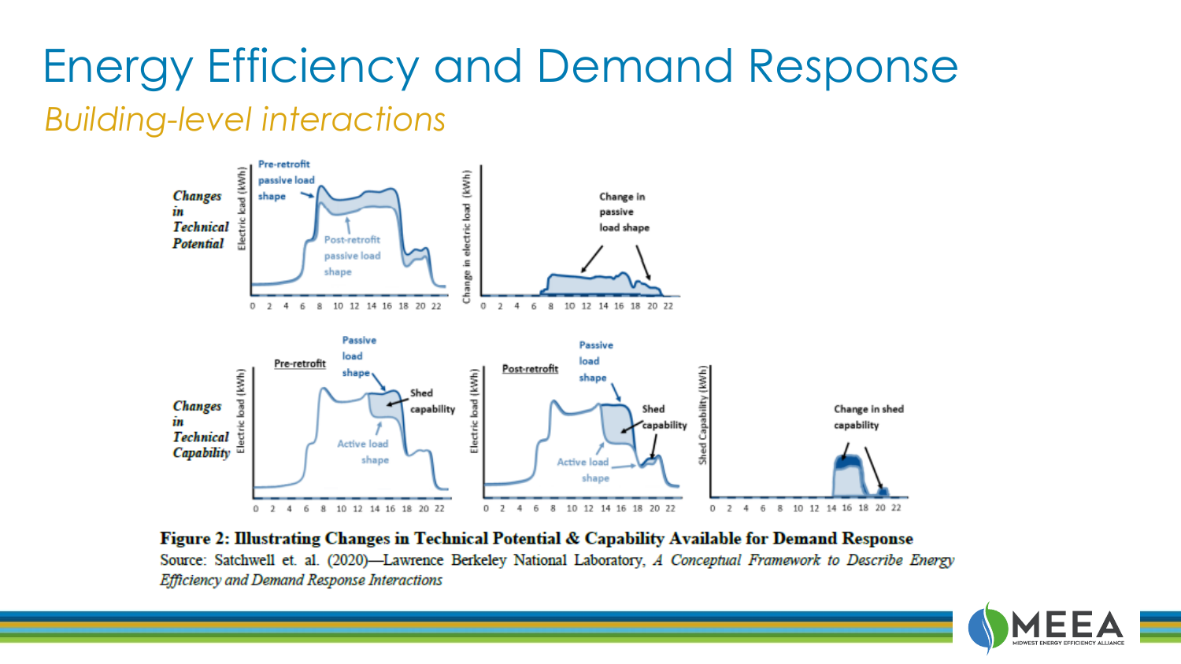# Energy Efficiency and Demand Response

*Building-level interactions*

**Figure 2: Illustrating Changes in Technical Potential & Capability Available for Demand Response**

Source: Satchwell et. al. (2020)—Lawrence Berkeley National Laboratory, *A Conceptual Framework to Describe Energy Efficiency and Demand Response Interactions*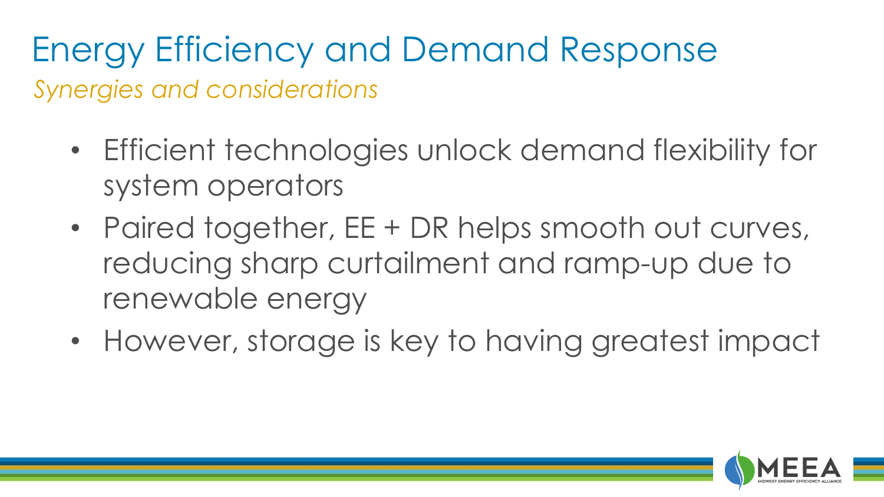# Energy Efficiency and Demand Response

*Synergies and considerations*

- Efficient technologies unlock demand flexibility for system operators
- Paired together, EE + DR helps smooth out curves, reducing sharp curtailment and ramp-up due to renewable energy
- However, storage is key to having greatest impact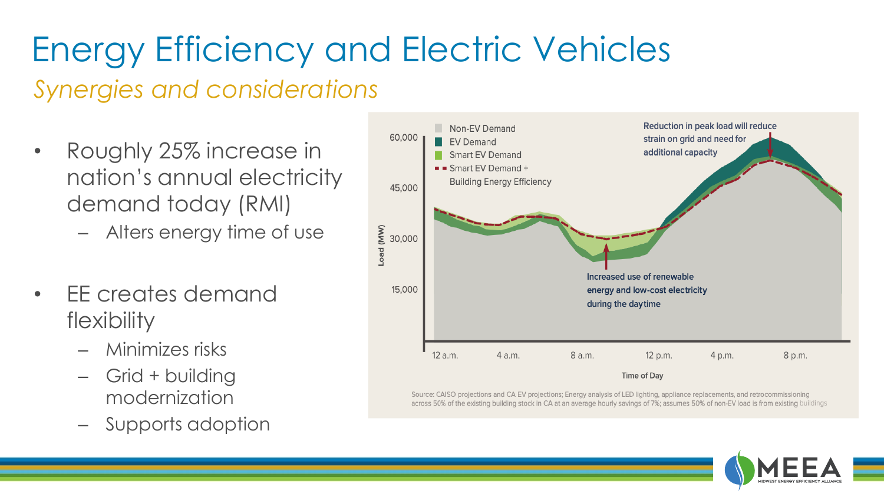# Energy Efficiency and Electric Vehicles

*Synergies and considerations*

- Roughly 25% increase in nation's annual electricity demand today (RMI)
  - Alters energy time of use
- EE creates demand flexibility
  - Minimizes risks
  - Grid + building modernization
  - Supports adoption

Non-EV Demand
EV Demand
Smart EV Demand
Smart EV Demand + Building Energy Efficiency

Reduction in peak load will reduce strain on grid and need for additional capacity

Increased use of renewable energy and low-cost electricity during the daytime

Load (MW)
60,000
45,000
30,000
15,000

12 a.m.
4 a.m.
8 a.m.
12 p.m.
4 p.m.
8 p.m.

Time of Day

Source: CAISO projections and CA EV projections; Energy analysis of LED lighting, appliance replacements, and retrocommissioning across 50% of the existing building stock in CA at an average hourly savings of 7%; assumes 50% of non-EV load is from existing buildings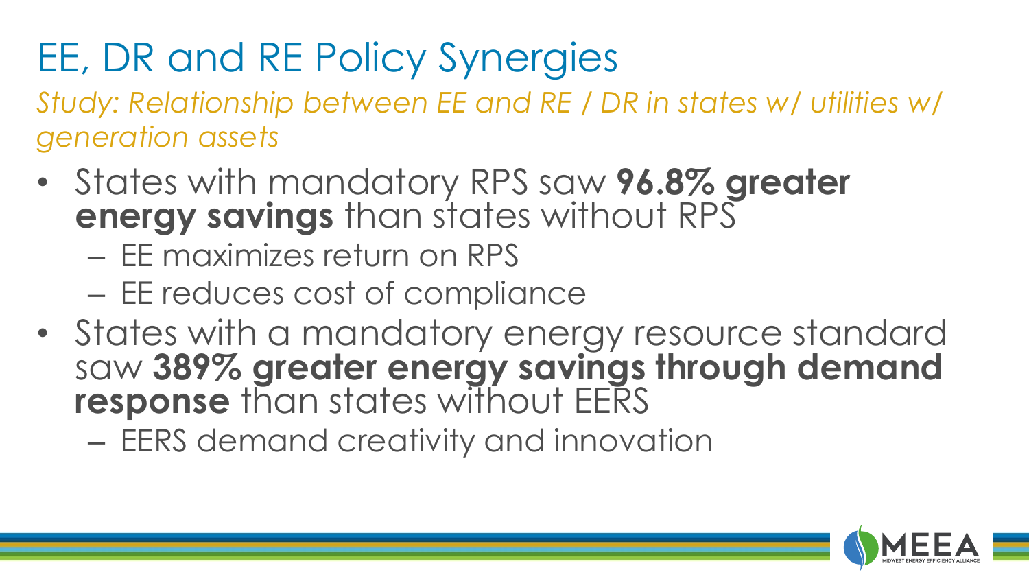# EE, DR and RE Policy Synergies

*Study: Relationship between EE and RE / DR in states w/ utilities w/ generation assets*

- States with mandatory RPS saw **96.8% greater energy savings** than states without RPS
  - EE maximizes return on RPS
  - EE reduces cost of compliance
- States with a mandatory energy resource standard saw **389% greater energy savings through demand response** than states without EERS
  - EERS demand creativity and innovation

MEEA
MIDWEST ENERGY EFFICIENCY ALLIANCE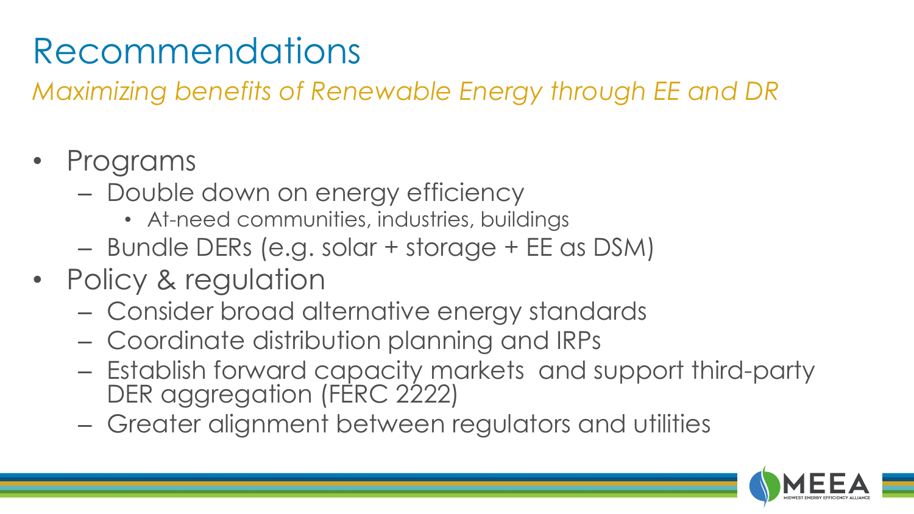# Recommendations

*Maximizing benefits of Renewable Energy through EE and DR*

- Programs
  - Double down on energy efficiency
    - At-need communities, industries, buildings
  - Bundle DERs (e.g. solar + storage + EE as DSM)
- Policy & regulation
  - Consider broad alternative energy standards
  - Coordinate distribution planning and IRPs
  - Establish forward capacity markets and support third-party DER aggregation (FERC 2222)
  - Greater alignment between regulators and utilities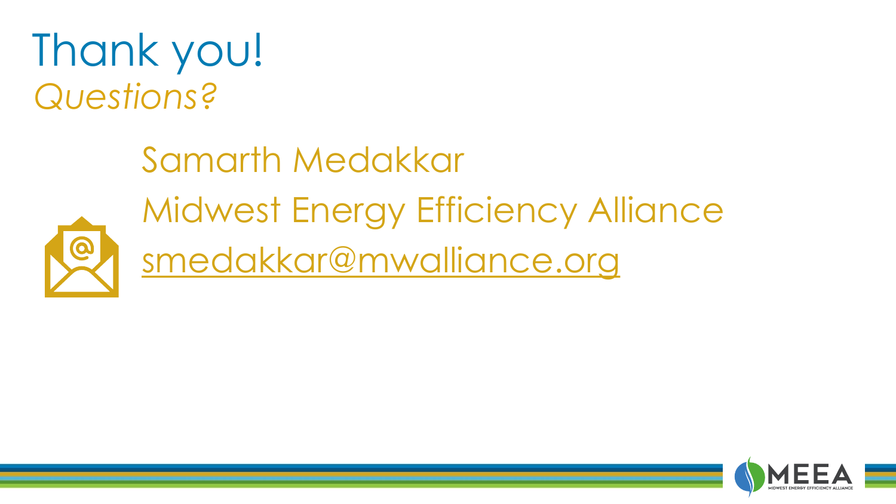# Thank you!

*Questions?*

Samarth Medakkar

Midwest Energy Efficiency Alliance

smedakkar@mwalliance.org